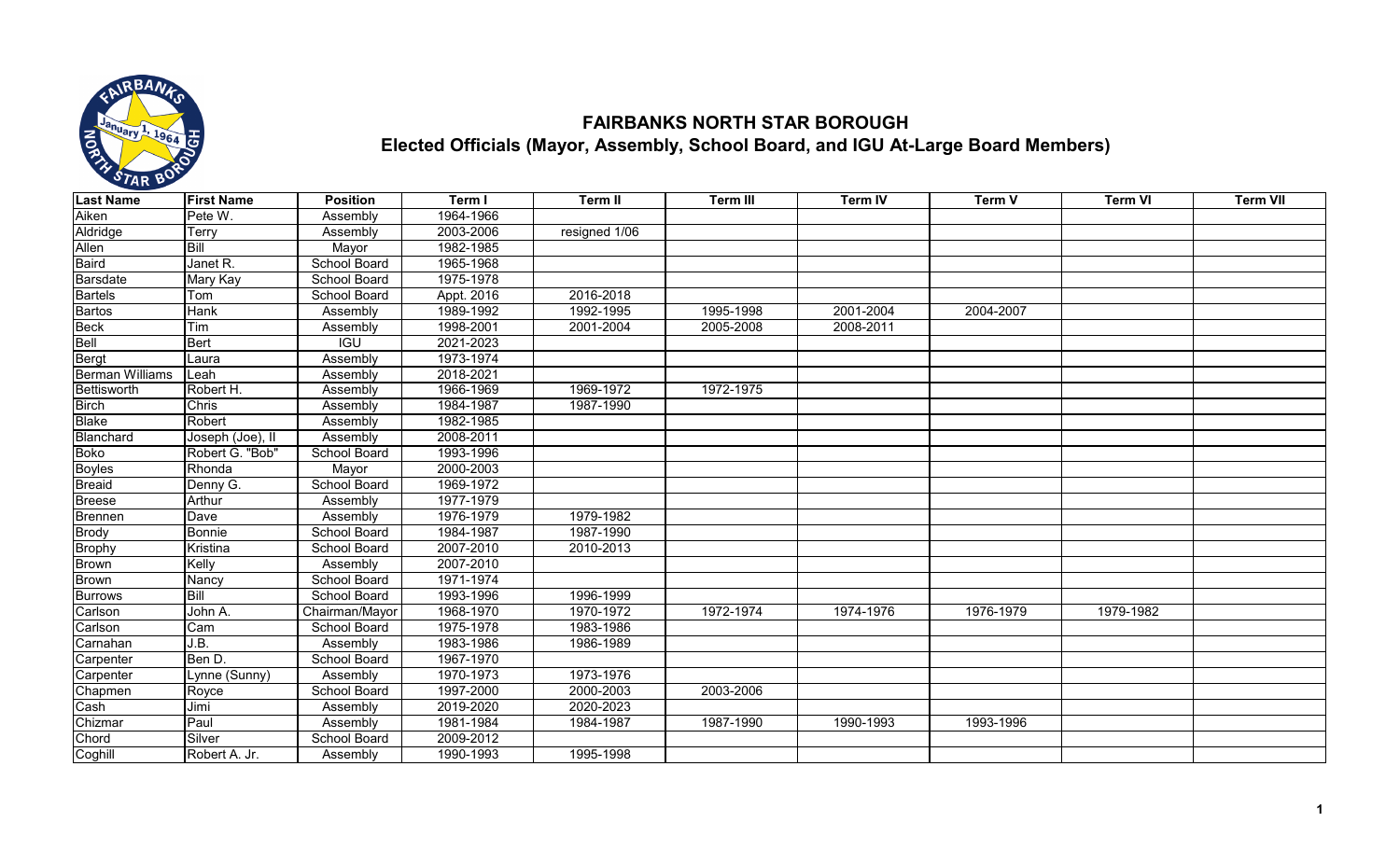## FAIRBANKS NORTH STAR BOROUGH

### Elected Officials (Mayor, Assembly, School Board, and IGU At-Large Board Members)

| Last Name | First Name | Position | Term I | Term II | Term III | Term IV | Term V | Term VI | Term VII |
|---|---|---|---|---|---|---|---|---|---|
| Aiken | Pete W. | Assembly | 1964-1966 | | | | | | |
| Aldridge | Terry | Assembly | 2003-2006 | resigned 1/06 | | | | | |
| Allen | Bill | Mayor | 1982-1985 | | | | | | |
| Baird | Janet R. | School Board | 1965-1968 | | | | | | |
| Barsdate | Mary Kay | School Board | 1975-1978 | | | | | | |
| Bartels | Tom | School Board | Appt. 2016 | 2016-2018 | | | | | |
| Bartos | Hank | Assembly | 1989-1992 | 1992-1995 | 1995-1998 | 2001-2004 | 2004-2007 | | |
| Beck | Tim | Assembly | 1998-2001 | 2001-2004 | 2005-2008 | 2008-2011 | | | |
| Bell | Bert | IGU | 2021-2023 | | | | | | |
| Bergt | Laura | Assembly | 1973-1974 | | | | | | |
| Berman Williams | Leah | Assembly | 2018-2021 | | | | | | |
| Bettisworth | Robert H. | Assembly | 1966-1969 | 1969-1972 | 1972-1975 | | | | |
| Birch | Chris | Assembly | 1984-1987 | 1987-1990 | | | | | |
| Blake | Robert | Assembly | 1982-1985 | | | | | | |
| Blanchard | Joseph (Joe), II | Assembly | 2008-2011 | | | | | | |
| Boko | Robert G. "Bob" | School Board | 1993-1996 | | | | | | |
| Boyles | Rhonda | Mayor | 2000-2003 | | | | | | |
| Breaid | Denny G. | School Board | 1969-1972 | | | | | | |
| Breese | Arthur | Assembly | 1977-1979 | | | | | | |
| Brennen | Dave | Assembly | 1976-1979 | 1979-1982 | | | | | |
| Brody | Bonnie | School Board | 1984-1987 | 1987-1990 | | | | | |
| Brophy | Kristina | School Board | 2007-2010 | 2010-2013 | | | | | |
| Brown | Kelly | Assembly | 2007-2010 | | | | | | |
| Brown | Nancy | School Board | 1971-1974 | | | | | | |
| Burrows | Bill | School Board | 1993-1996 | 1996-1999 | | | | | |
| Carlson | John A. | Chairman/Mayor | 1968-1970 | 1970-1972 | 1972-1974 | 1974-1976 | 1976-1979 | 1979-1982 | |
| Carlson | Cam | School Board | 1975-1978 | 1983-1986 | | | | | |
| Carnahan | J.B. | Assembly | 1983-1986 | 1986-1989 | | | | | |
| Carpenter | Ben D. | School Board | 1967-1970 | | | | | | |
| Carpenter | Lynne (Sunny) | Assembly | 1970-1973 | 1973-1976 | | | | | |
| Chapmen | Royce | School Board | 1997-2000 | 2000-2003 | 2003-2006 | | | | |
| Cash | Jimi | Assembly | 2019-2020 | 2020-2023 | | | | | |
| Chizmar | Paul | Assembly | 1981-1984 | 1984-1987 | 1987-1990 | 1990-1993 | 1993-1996 | | |
| Chord | Silver | School Board | 2009-2012 | | | | | | |
| Coghill | Robert A. Jr. | Assembly | 1990-1993 | 1995-1998 | | | | | |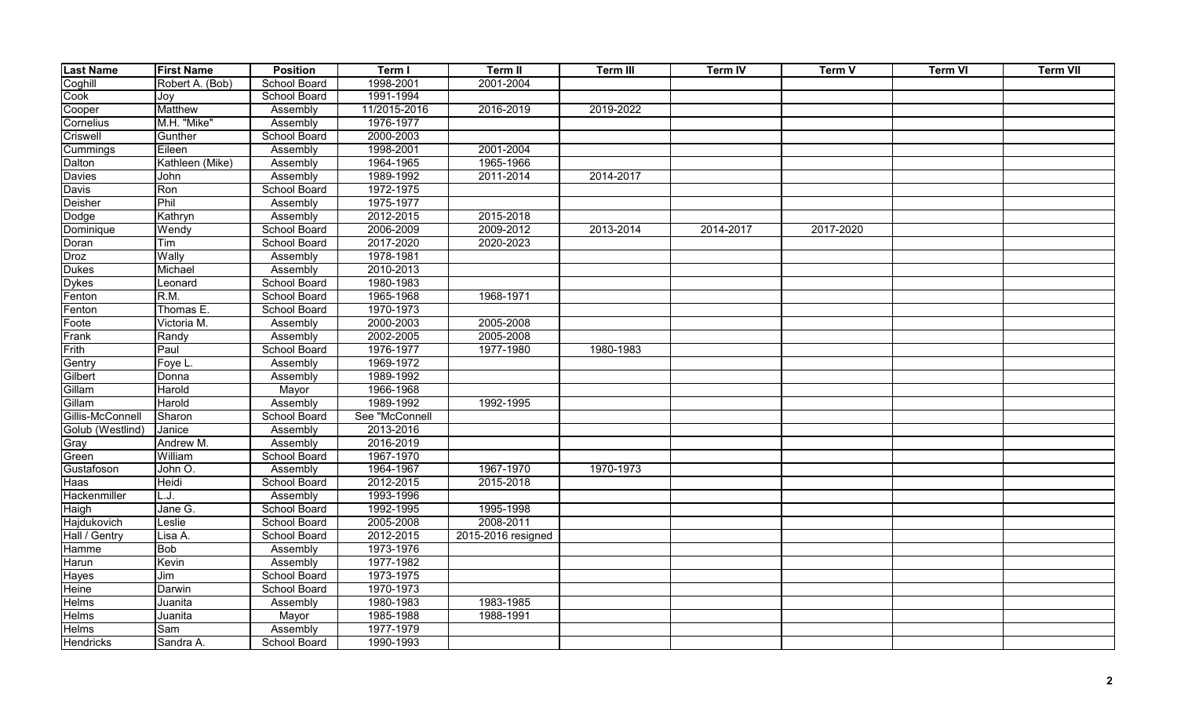| Last Name | First Name | Position | Term I | Term II | Term III | Term IV | Term V | Term VI | Term VII |
|---|---|---|---|---|---|---|---|---|---|
| Coghill | Robert A. (Bob) | School Board | 1998-2001 | 2001-2004 | | | | | |
| Cook | Joy | School Board | 1991-1994 | | | | | | |
| Cooper | Matthew | Assembly | 11/2015-2016 | 2016-2019 | 2019-2022 | | | | |
| Cornelius | M.H. "Mike" | Assembly | 1976-1977 | | | | | | |
| Criswell | Gunther | School Board | 2000-2003 | | | | | | |
| Cummings | Eileen | Assembly | 1998-2001 | 2001-2004 | | | | | |
| Dalton | Kathleen (Mike) | Assembly | 1964-1965 | 1965-1966 | | | | | |
| Davies | John | Assembly | 1989-1992 | 2011-2014 | 2014-2017 | | | | |
| Davis | Ron | School Board | 1972-1975 | | | | | | |
| Deisher | Phil | Assembly | 1975-1977 | | | | | | |
| Dodge | Kathryn | Assembly | 2012-2015 | 2015-2018 | | | | | |
| Dominique | Wendy | School Board | 2006-2009 | 2009-2012 | 2013-2014 | 2014-2017 | 2017-2020 | | |
| Doran | Tim | School Board | 2017-2020 | 2020-2023 | | | | | |
| Droz | Wally | Assembly | 1978-1981 | | | | | | |
| Dukes | Michael | Assembly | 2010-2013 | | | | | | |
| Dykes | Leonard | School Board | 1980-1983 | | | | | | |
| Fenton | R.M. | School Board | 1965-1968 | 1968-1971 | | | | | |
| Fenton | Thomas E. | School Board | 1970-1973 | | | | | | |
| Foote | Victoria M. | Assembly | 2000-2003 | 2005-2008 | | | | | |
| Frank | Randy | Assembly | 2002-2005 | 2005-2008 | | | | | |
| Frith | Paul | School Board | 1976-1977 | 1977-1980 | 1980-1983 | | | | |
| Gentry | Foye L. | Assembly | 1969-1972 | | | | | | |
| Gilbert | Donna | Assembly | 1989-1992 | | | | | | |
| Gillam | Harold | Mayor | 1966-1968 | | | | | | |
| Gillam | Harold | Assembly | 1989-1992 | 1992-1995 | | | | | |
| Gillis-McConnell | Sharon | School Board | See "McConnell | | | | | | |
| Golub (Westlind) | Janice | Assembly | 2013-2016 | | | | | | |
| Gray | Andrew M. | Assembly | 2016-2019 | | | | | | |
| Green | William | School Board | 1967-1970 | | | | | | |
| Gustafoson | John O. | Assembly | 1964-1967 | 1967-1970 | 1970-1973 | | | | |
| Haas | Heidi | School Board | 2012-2015 | 2015-2018 | | | | | |
| Hackenmiller | L.J. | Assembly | 1993-1996 | | | | | | |
| Haigh | Jane G. | School Board | 1992-1995 | 1995-1998 | | | | | |
| Hajdukovich | Leslie | School Board | 2005-2008 | 2008-2011 | | | | | |
| Hall / Gentry | Lisa A. | School Board | 2012-2015 | 2015-2016 resigned | | | | | |
| Hamme | Bob | Assembly | 1973-1976 | | | | | | |
| Harun | Kevin | Assembly | 1977-1982 | | | | | | |
| Hayes | Jim | School Board | 1973-1975 | | | | | | |
| Heine | Darwin | School Board | 1970-1973 | | | | | | |
| Helms | Juanita | Assembly | 1980-1983 | 1983-1985 | | | | | |
| Helms | Juanita | Mayor | 1985-1988 | 1988-1991 | | | | | |
| Helms | Sam | Assembly | 1977-1979 | | | | | | |
| Hendricks | Sandra A. | School Board | 1990-1993 | | | | | | |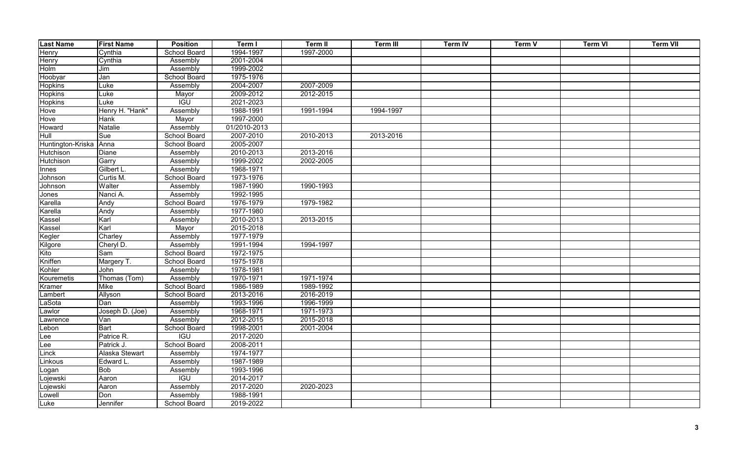| Last Name | First Name | Position | Term I | Term II | Term III | Term IV | Term V | Term VI | Term VII |
|---|---|---|---|---|---|---|---|---|---|
| Henry | Cynthia | School Board | 1994-1997 | 1997-2000 | | | | | |
| Henry | Cynthia | Assembly | 2001-2004 | | | | | | |
| Holm | Jim | Assembly | 1999-2002 | | | | | | |
| Hoobyar | Jan | School Board | 1975-1976 | | | | | | |
| Hopkins | Luke | Assembly | 2004-2007 | 2007-2009 | | | | | |
| Hopkins | Luke | Mayor | 2009-2012 | 2012-2015 | | | | | |
| Hopkins | Luke | IGU | 2021-2023 | | | | | | |
| Hove | Henry H. "Hank" | Assembly | 1988-1991 | 1991-1994 | 1994-1997 | | | | |
| Hove | Hank | Mayor | 1997-2000 | | | | | | |
| Howard | Natalie | Assembly | 01/2010-2013 | | | | | | |
| Hull | Sue | School Board | 2007-2010 | 2010-2013 | 2013-2016 | | | | |
| Huntington-Kriska | Anna | School Board | 2005-2007 | | | | | | |
| Hutchison | Diane | Assembly | 2010-2013 | 2013-2016 | | | | | |
| Hutchison | Garry | Assembly | 1999-2002 | 2002-2005 | | | | | |
| Innes | Gilbert L. | Assembly | 1968-1971 | | | | | | |
| Johnson | Curtis M. | School Board | 1973-1976 | | | | | | |
| Johnson | Walter | Assembly | 1987-1990 | 1990-1993 | | | | | |
| Jones | Nanci A. | Assembly | 1992-1995 | | | | | | |
| Karella | Andy | School Board | 1976-1979 | 1979-1982 | | | | | |
| Karella | Andy | Assembly | 1977-1980 | | | | | | |
| Kassel | Karl | Assembly | 2010-2013 | 2013-2015 | | | | | |
| Kassel | Karl | Mayor | 2015-2018 | | | | | | |
| Kegler | Charley | Assembly | 1977-1979 | | | | | | |
| Kilgore | Cheryl D. | Assembly | 1991-1994 | 1994-1997 | | | | | |
| Kito | Sam | School Board | 1972-1975 | | | | | | |
| Kniffen | Margery T. | School Board | 1975-1978 | | | | | | |
| Kohler | John | Assembly | 1978-1981 | | | | | | |
| Kouremetis | Thomas (Tom) | Assembly | 1970-1971 | 1971-1974 | | | | | |
| Kramer | Mike | School Board | 1986-1989 | 1989-1992 | | | | | |
| Lambert | Allyson | School Board | 2013-2016 | 2016-2019 | | | | | |
| LaSota | Dan | Assembly | 1993-1996 | 1996-1999 | | | | | |
| Lawlor | Joseph D. (Joe) | Assembly | 1968-1971 | 1971-1973 | | | | | |
| Lawrence | Van | Assembly | 2012-2015 | 2015-2018 | | | | | |
| Lebon | Bart | School Board | 1998-2001 | 2001-2004 | | | | | |
| Lee | Patrice R. | IGU | 2017-2020 | | | | | | |
| Lee | Patrick J. | School Board | 2008-2011 | | | | | | |
| Linck | Alaska Stewart | Assembly | 1974-1977 | | | | | | |
| Linkous | Edward L. | Assembly | 1987-1989 | | | | | | |
| Logan | Bob | Assembly | 1993-1996 | | | | | | |
| Lojewski | Aaron | IGU | 2014-2017 | | | | | | |
| Lojewski | Aaron | Assembly | 2017-2020 | 2020-2023 | | | | | |
| Lowell | Don | Assembly | 1988-1991 | | | | | | |
| Luke | Jennifer | School Board | 2019-2022 | | | | | | |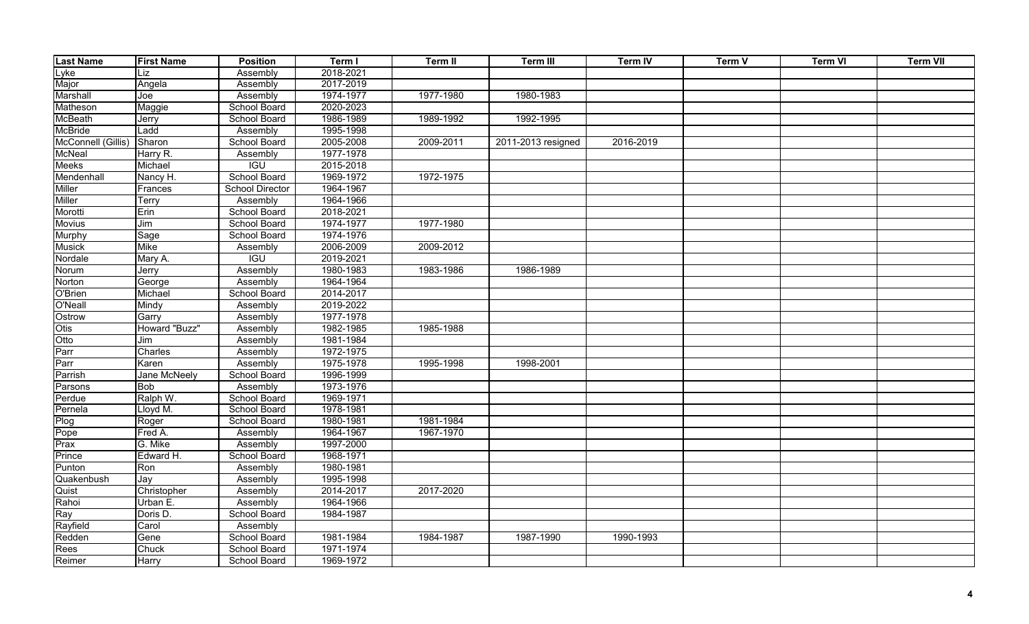| Last Name | First Name | Position | Term I | Term II | Term III | Term IV | Term V | Term VI | Term VII |
|---|---|---|---|---|---|---|---|---|---|
| Lyke | Liz | Assembly | 2018-2021 | | | | | | |
| Major | Angela | Assembly | 2017-2019 | | | | | | |
| Marshall | Joe | Assembly | 1974-1977 | 1977-1980 | 1980-1983 | | | | |
| Matheson | Maggie | School Board | 2020-2023 | | | | | | |
| McBeath | Jerry | School Board | 1986-1989 | 1989-1992 | 1992-1995 | | | | |
| McBride | Ladd | Assembly | 1995-1998 | | | | | | |
| McConnell (Gillis) | Sharon | School Board | 2005-2008 | 2009-2011 | 2011-2013 resigned | 2016-2019 | | | |
| McNeal | Harry R. | Assembly | 1977-1978 | | | | | | |
| Meeks | Michael | IGU | 2015-2018 | | | | | | |
| Mendenhall | Nancy H. | School Board | 1969-1972 | 1972-1975 | | | | | |
| Miller | Frances | School Director | 1964-1967 | | | | | | |
| Miller | Terry | Assembly | 1964-1966 | | | | | | |
| Morotti | Erin | School Board | 2018-2021 | | | | | | |
| Movius | Jim | School Board | 1974-1977 | 1977-1980 | | | | | |
| Murphy | Sage | School Board | 1974-1976 | | | | | | |
| Musick | Mike | Assembly | 2006-2009 | 2009-2012 | | | | | |
| Nordale | Mary A. | IGU | 2019-2021 | | | | | | |
| Norum | Jerry | Assembly | 1980-1983 | 1983-1986 | 1986-1989 | | | | |
| Norton | George | Assembly | 1964-1964 | | | | | | |
| O'Brien | Michael | School Board | 2014-2017 | | | | | | |
| O'Neall | Mindy | Assembly | 2019-2022 | | | | | | |
| Ostrow | Garry | Assembly | 1977-1978 | | | | | | |
| Otis | Howard "Buzz" | Assembly | 1982-1985 | 1985-1988 | | | | | |
| Otto | Jim | Assembly | 1981-1984 | | | | | | |
| Parr | Charles | Assembly | 1972-1975 | | | | | | |
| Parr | Karen | Assembly | 1975-1978 | 1995-1998 | 1998-2001 | | | | |
| Parrish | Jane McNeely | School Board | 1996-1999 | | | | | | |
| Parsons | Bob | Assembly | 1973-1976 | | | | | | |
| Perdue | Ralph W. | School Board | 1969-1971 | | | | | | |
| Pernela | Lloyd M. | School Board | 1978-1981 | | | | | | |
| Plog | Roger | School Board | 1980-1981 | 1981-1984 | | | | | |
| Pope | Fred A. | Assembly | 1964-1967 | 1967-1970 | | | | | |
| Prax | G. Mike | Assembly | 1997-2000 | | | | | | |
| Prince | Edward H. | School Board | 1968-1971 | | | | | | |
| Punton | Ron | Assembly | 1980-1981 | | | | | | |
| Quakenbush | Jay | Assembly | 1995-1998 | | | | | | |
| Quist | Christopher | Assembly | 2014-2017 | 2017-2020 | | | | | |
| Rahoi | Urban E. | Assembly | 1964-1966 | | | | | | |
| Ray | Doris D. | School Board | 1984-1987 | | | | | | |
| Rayfield | Carol | Assembly | | | | | | | |
| Redden | Gene | School Board | 1981-1984 | 1984-1987 | 1987-1990 | 1990-1993 | | | |
| Rees | Chuck | School Board | 1971-1974 | | | | | | |
| Reimer | Harry | School Board | 1969-1972 | | | | | | |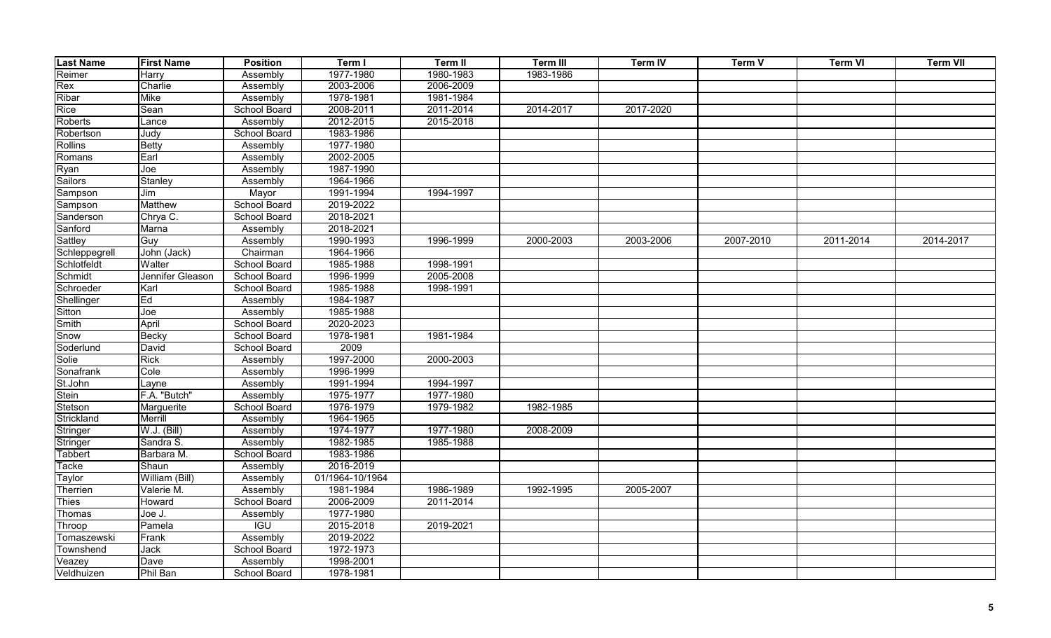| Last Name | First Name | Position | Term I | Term II | Term III | Term IV | Term V | Term VI | Term VII |
|---|---|---|---|---|---|---|---|---|---|
| Reimer | Harry | Assembly | 1977-1980 | 1980-1983 | 1983-1986 | | | | |
| Rex | Charlie | Assembly | 2003-2006 | 2006-2009 | | | | | |
| Ribar | Mike | Assembly | 1978-1981 | 1981-1984 | | | | | |
| Rice | Sean | School Board | 2008-2011 | 2011-2014 | 2014-2017 | 2017-2020 | | | |
| Roberts | Lance | Assembly | 2012-2015 | 2015-2018 | | | | | |
| Robertson | Judy | School Board | 1983-1986 | | | | | | |
| Rollins | Betty | Assembly | 1977-1980 | | | | | | |
| Romans | Earl | Assembly | 2002-2005 | | | | | | |
| Ryan | Joe | Assembly | 1987-1990 | | | | | | |
| Sailors | Stanley | Assembly | 1964-1966 | | | | | | |
| Sampson | Jim | Mayor | 1991-1994 | 1994-1997 | | | | | |
| Sampson | Matthew | School Board | 2019-2022 | | | | | | |
| Sanderson | Chrya C. | School Board | 2018-2021 | | | | | | |
| Sanford | Marna | Assembly | 2018-2021 | | | | | | |
| Sattley | Guy | Assembly | 1990-1993 | 1996-1999 | 2000-2003 | 2003-2006 | 2007-2010 | 2011-2014 | 2014-2017 |
| Schleppegrell | John (Jack) | Chairman | 1964-1966 | | | | | | |
| Schlotfeldt | Walter | School Board | 1985-1988 | 1998-1991 | | | | | |
| Schmidt | Jennifer Gleason | School Board | 1996-1999 | 2005-2008 | | | | | |
| Schroeder | Karl | School Board | 1985-1988 | 1998-1991 | | | | | |
| Shellinger | Ed | Assembly | 1984-1987 | | | | | | |
| Sitton | Joe | Assembly | 1985-1988 | | | | | | |
| Smith | April | School Board | 2020-2023 | | | | | | |
| Snow | Becky | School Board | 1978-1981 | 1981-1984 | | | | | |
| Soderlund | David | School Board | 2009 | | | | | | |
| Solie | Rick | Assembly | 1997-2000 | 2000-2003 | | | | | |
| Sonafrank | Cole | Assembly | 1996-1999 | | | | | | |
| St.John | Layne | Assembly | 1991-1994 | 1994-1997 | | | | | |
| Stein | F.A. "Butch" | Assembly | 1975-1977 | 1977-1980 | | | | | |
| Stetson | Marguerite | School Board | 1976-1979 | 1979-1982 | 1982-1985 | | | | |
| Strickland | Merrill | Assembly | 1964-1965 | | | | | | |
| Stringer | W.J. (Bill) | Assembly | 1974-1977 | 1977-1980 | 2008-2009 | | | | |
| Stringer | Sandra S. | Assembly | 1982-1985 | 1985-1988 | | | | | |
| Tabbert | Barbara M. | School Board | 1983-1986 | | | | | | |
| Tacke | Shaun | Assembly | 2016-2019 | | | | | | |
| Taylor | William (Bill) | Assembly | 01/1964-10/1964 | | | | | | |
| Therrien | Valerie M. | Assembly | 1981-1984 | 1986-1989 | 1992-1995 | 2005-2007 | | | |
| Thies | Howard | School Board | 2006-2009 | 2011-2014 | | | | | |
| Thomas | Joe J. | Assembly | 1977-1980 | | | | | | |
| Throop | Pamela | IGU | 2015-2018 | 2019-2021 | | | | | |
| Tomaszewski | Frank | Assembly | 2019-2022 | | | | | | |
| Townshend | Jack | School Board | 1972-1973 | | | | | | |
| Veazey | Dave | Assembly | 1998-2001 | | | | | | |
| Veldhuizen | Phil Ban | School Board | 1978-1981 | | | | | | |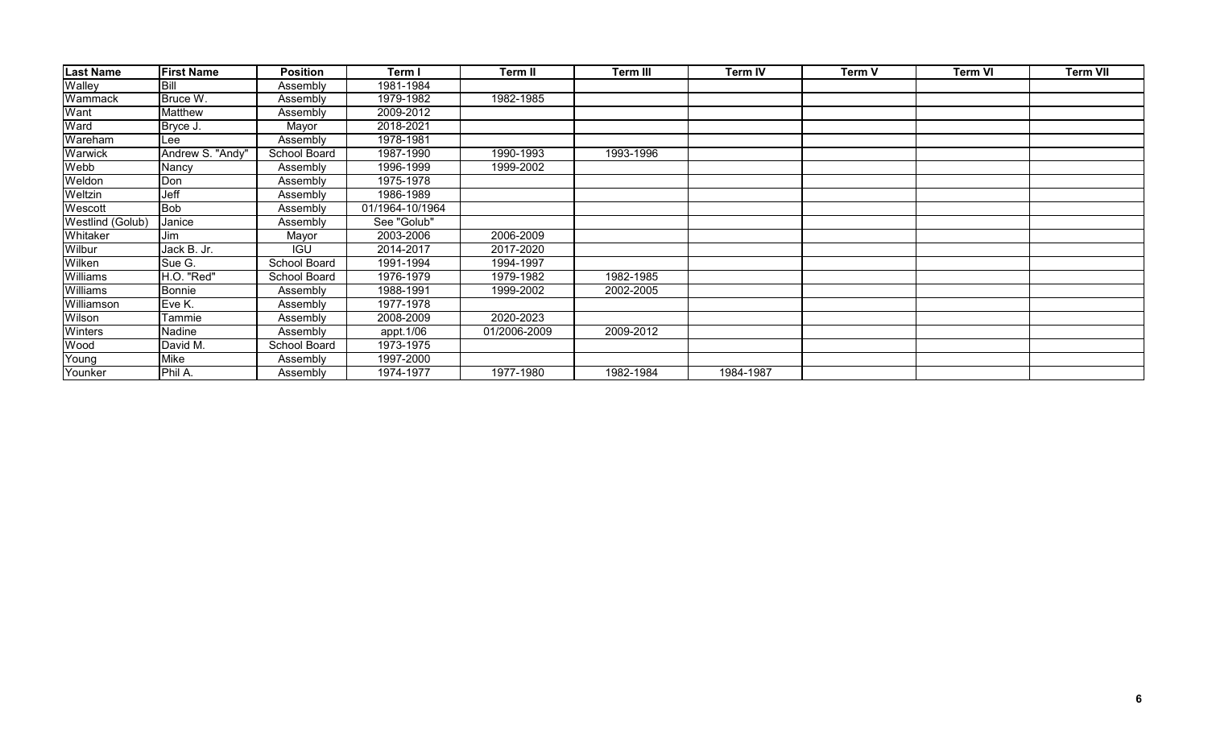| Last Name | First Name | Position | Term I | Term II | Term III | Term IV | Term V | Term VI | Term VII |
|---|---|---|---|---|---|---|---|---|---|
| Walley | Bill | Assembly | 1981-1984 | | | | | | |
| Wammack | Bruce W. | Assembly | 1979-1982 | 1982-1985 | | | | | |
| Want | Matthew | Assembly | 2009-2012 | | | | | | |
| Ward | Bryce J. | Mayor | 2018-2021 | | | | | | |
| Wareham | Lee | Assembly | 1978-1981 | | | | | | |
| Warwick | Andrew S. "Andy" | School Board | 1987-1990 | 1990-1993 | 1993-1996 | | | | |
| Webb | Nancy | Assembly | 1996-1999 | 1999-2002 | | | | | |
| Weldon | Don | Assembly | 1975-1978 | | | | | | |
| Weltzin | Jeff | Assembly | 1986-1989 | | | | | | |
| Wescott | Bob | Assembly | 01/1964-10/1964 | | | | | | |
| Westlind (Golub) | Janice | Assembly | See "Golub" | | | | | | |
| Whitaker | Jim | Mayor | 2003-2006 | 2006-2009 | | | | | |
| Wilbur | Jack B. Jr. | IGU | 2014-2017 | 2017-2020 | | | | | |
| Wilken | Sue G. | School Board | 1991-1994 | 1994-1997 | | | | | |
| Williams | H.O. "Red" | School Board | 1976-1979 | 1979-1982 | 1982-1985 | | | | |
| Williams | Bonnie | Assembly | 1988-1991 | 1999-2002 | 2002-2005 | | | | |
| Williamson | Eve K. | Assembly | 1977-1978 | | | | | | |
| Wilson | Tammie | Assembly | 2008-2009 | 2020-2023 | | | | | |
| Winters | Nadine | Assembly | appt.1/06 | 01/2006-2009 | 2009-2012 | | | | |
| Wood | David M. | School Board | 1973-1975 | | | | | | |
| Young | Mike | Assembly | 1997-2000 | | | | | | |
| Younker | Phil A. | Assembly | 1974-1977 | 1977-1980 | 1982-1984 | 1984-1987 | | | |